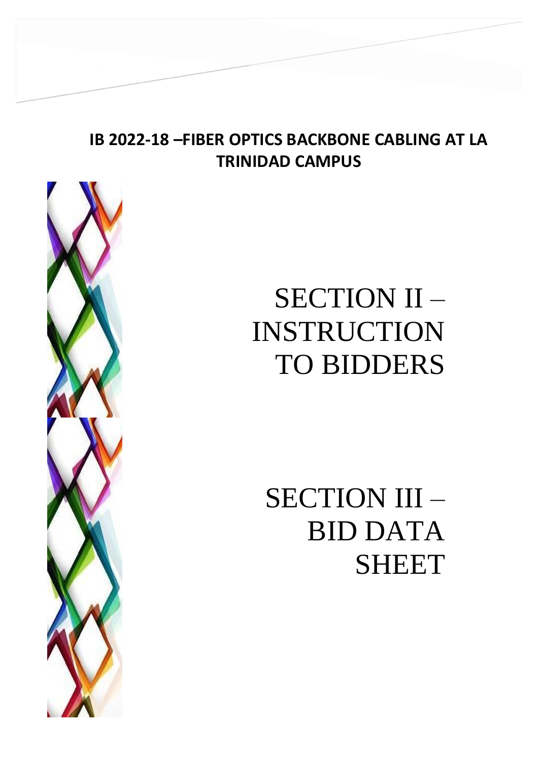**IB 2022-18 –FIBER OPTICS BACKBONE CABLING AT LA TRINIDAD CAMPUS**

# SECTION II – INSTRUCTION TO BIDDERS

# SECTION III – BID DATA SHEET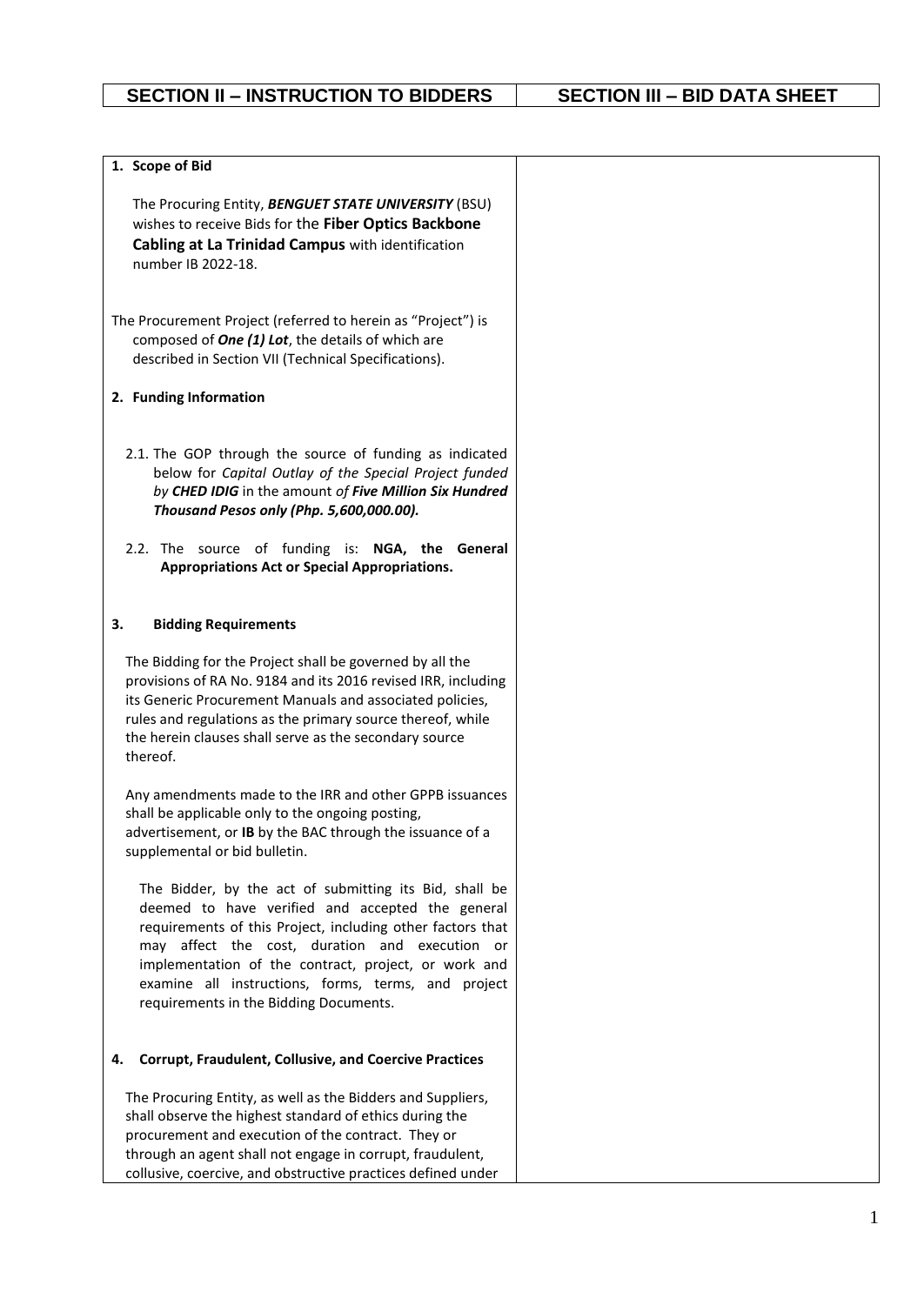| SECTION II – INSTRUCTION TO BIDDERS | SECTION III – BID DATA SHEET |
|---|---|
| **1. Scope of Bid**<br><br>The Procuring Entity, ***BENGUET STATE UNIVERSITY*** (BSU) wishes to receive Bids for the **Fiber Optics Backbone Cabling at La Trinidad Campus** with identification number IB 2022-18.<br><br>The Procurement Project (referred to herein as "Project") is composed of ***One (1) Lot***, the details of which are described in Section VII (Technical Specifications).<br><br>**2. Funding Information**<br><br>2.1. The GOP through the source of funding as indicated below for *Capital Outlay of the Special Project funded by **CHED IDIG*** in the amount *of **Five Million Six Hundred Thousand Pesos only (Php. 5,600,000.00).***<br><br>2.2. The source of funding is: **NGA, the General Appropriations Act or Special Appropriations.**<br><br>**3. Bidding Requirements**<br><br>The Bidding for the Project shall be governed by all the provisions of RA No. 9184 and its 2016 revised IRR, including its Generic Procurement Manuals and associated policies, rules and regulations as the primary source thereof, while the herein clauses shall serve as the secondary source thereof.<br><br>Any amendments made to the IRR and other GPPB issuances shall be applicable only to the ongoing posting, advertisement, or **IB** by the BAC through the issuance of a supplemental or bid bulletin.<br><br>The Bidder, by the act of submitting its Bid, shall be deemed to have verified and accepted the general requirements of this Project, including other factors that may affect the cost, duration and execution or implementation of the contract, project, or work and examine all instructions, forms, terms, and project requirements in the Bidding Documents.<br><br>**4. Corrupt, Fraudulent, Collusive, and Coercive Practices**<br><br>The Procuring Entity, as well as the Bidders and Suppliers, shall observe the highest standard of ethics during the procurement and execution of the contract. They or through an agent shall not engage in corrupt, fraudulent, collusive, coercive, and obstructive practices defined under | |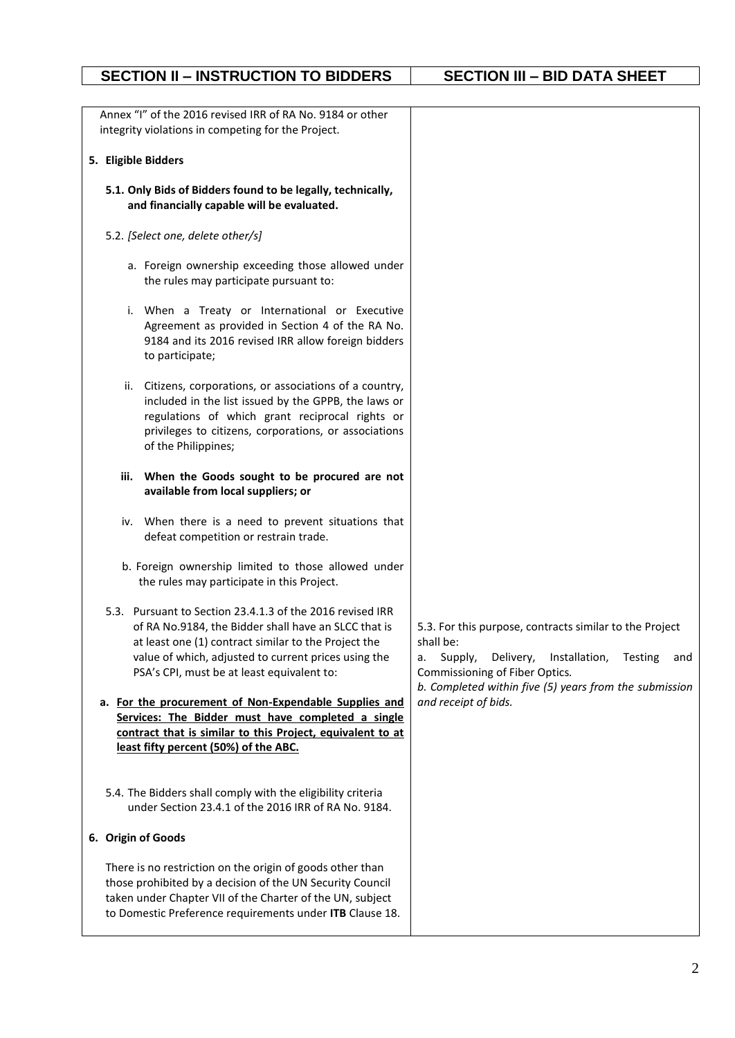| SECTION II – INSTRUCTION TO BIDDERS | SECTION III – BID DATA SHEET |
|---|---|
| Annex "I" of the 2016 revised IRR of RA No. 9184 or other integrity violations in competing for the Project.<br><br>**5. Eligible Bidders**<br><br>**5.1. Only Bids of Bidders found to be legally, technically, and financially capable will be evaluated.**<br><br>5.2. *[Select one, delete other/s]*<br><br>a. Foreign ownership exceeding those allowed under the rules may participate pursuant to:<br><br>i. When a Treaty or International or Executive Agreement as provided in Section 4 of the RA No. 9184 and its 2016 revised IRR allow foreign bidders to participate;<br><br>ii. Citizens, corporations, or associations of a country, included in the list issued by the GPPB, the laws or regulations of which grant reciprocal rights or privileges to citizens, corporations, or associations of the Philippines;<br><br>**iii. When the Goods sought to be procured are not available from local suppliers; or**<br><br>iv. When there is a need to prevent situations that defeat competition or restrain trade.<br><br>b. Foreign ownership limited to those allowed under the rules may participate in this Project.<br><br>5.3. Pursuant to Section 23.4.1.3 of the 2016 revised IRR of RA No.9184, the Bidder shall have an SLCC that is at least one (1) contract similar to the Project the value of which, adjusted to current prices using the PSA's CPI, must be at least equivalent to:<br><br>**a. <u>For the procurement of Non-Expendable Supplies and Services: The Bidder must have completed a single contract that is similar to this Project, equivalent to at least fifty percent (50%) of the ABC.</u>**<br><br>5.4. The Bidders shall comply with the eligibility criteria under Section 23.4.1 of the 2016 IRR of RA No. 9184.<br><br>**6. Origin of Goods**<br><br>There is no restriction on the origin of goods other than those prohibited by a decision of the UN Security Council taken under Chapter VII of the Charter of the UN, subject to Domestic Preference requirements under **ITB** Clause 18. | 5.3. For this purpose, contracts similar to the Project shall be:<br>a. Supply, Delivery, Installation, Testing and Commissioning of Fiber Optics.<br>*b. Completed within five (5) years from the submission and receipt of bids.* |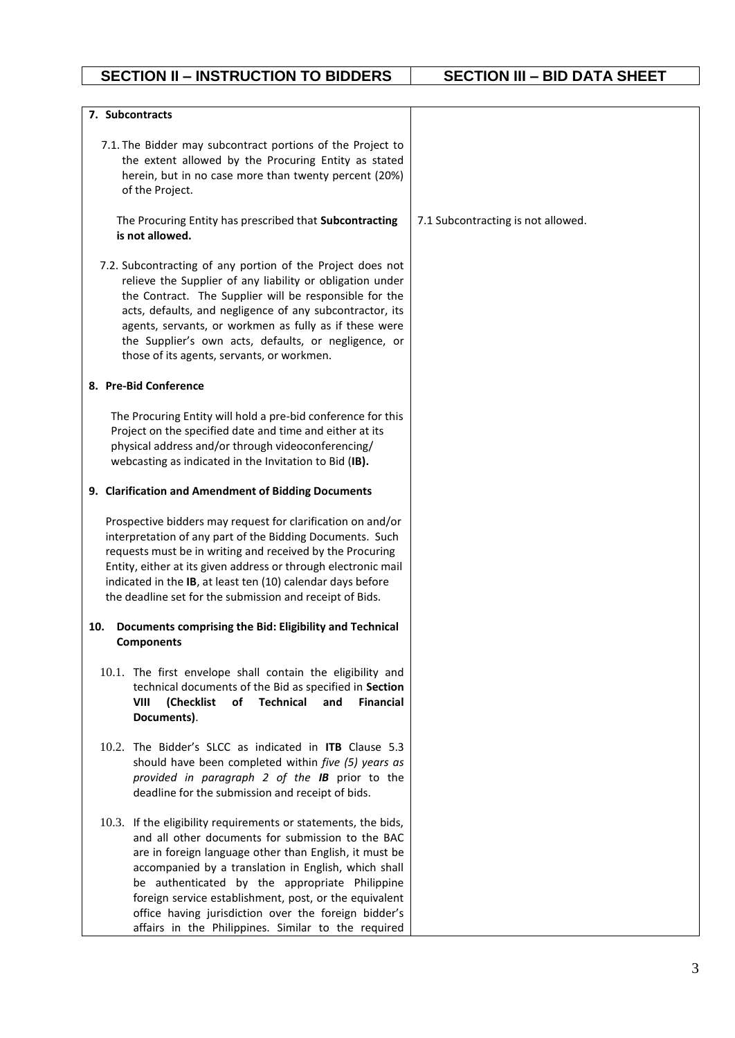| SECTION II – INSTRUCTION TO BIDDERS | SECTION III – BID DATA SHEET |
|---|---|
| **7. Subcontracts** | |
| 7.1. The Bidder may subcontract portions of the Project to the extent allowed by the Procuring Entity as stated herein, but in no case more than twenty percent (20%) of the Project. | |
| The Procuring Entity has prescribed that **Subcontracting is not allowed.** | 7.1 Subcontracting is not allowed. |
| 7.2. Subcontracting of any portion of the Project does not relieve the Supplier of any liability or obligation under the Contract. The Supplier will be responsible for the acts, defaults, and negligence of any subcontractor, its agents, servants, or workmen as fully as if these were the Supplier's own acts, defaults, or negligence, or those of its agents, servants, or workmen. | |
| **8. Pre-Bid Conference** | |
| The Procuring Entity will hold a pre-bid conference for this Project on the specified date and time and either at its physical address and/or through videoconferencing/ webcasting as indicated in the Invitation to Bid (**IB).** | |
| **9. Clarification and Amendment of Bidding Documents** | |
| Prospective bidders may request for clarification on and/or interpretation of any part of the Bidding Documents. Such requests must be in writing and received by the Procuring Entity, either at its given address or through electronic mail indicated in the **IB**, at least ten (10) calendar days before the deadline set for the submission and receipt of Bids. | |
| **10. Documents comprising the Bid: Eligibility and Technical Components** | |
| 10.1. The first envelope shall contain the eligibility and technical documents of the Bid as specified in **Section VIII (Checklist of Technical and Financial Documents)**. | |
| 10.2. The Bidder's SLCC as indicated in **ITB** Clause 5.3 should have been completed within *five (5) years as provided in paragraph 2 of the **IB*** prior to the deadline for the submission and receipt of bids. | |
| 10.3. If the eligibility requirements or statements, the bids, and all other documents for submission to the BAC are in foreign language other than English, it must be accompanied by a translation in English, which shall be authenticated by the appropriate Philippine foreign service establishment, post, or the equivalent office having jurisdiction over the foreign bidder's affairs in the Philippines. Similar to the required | |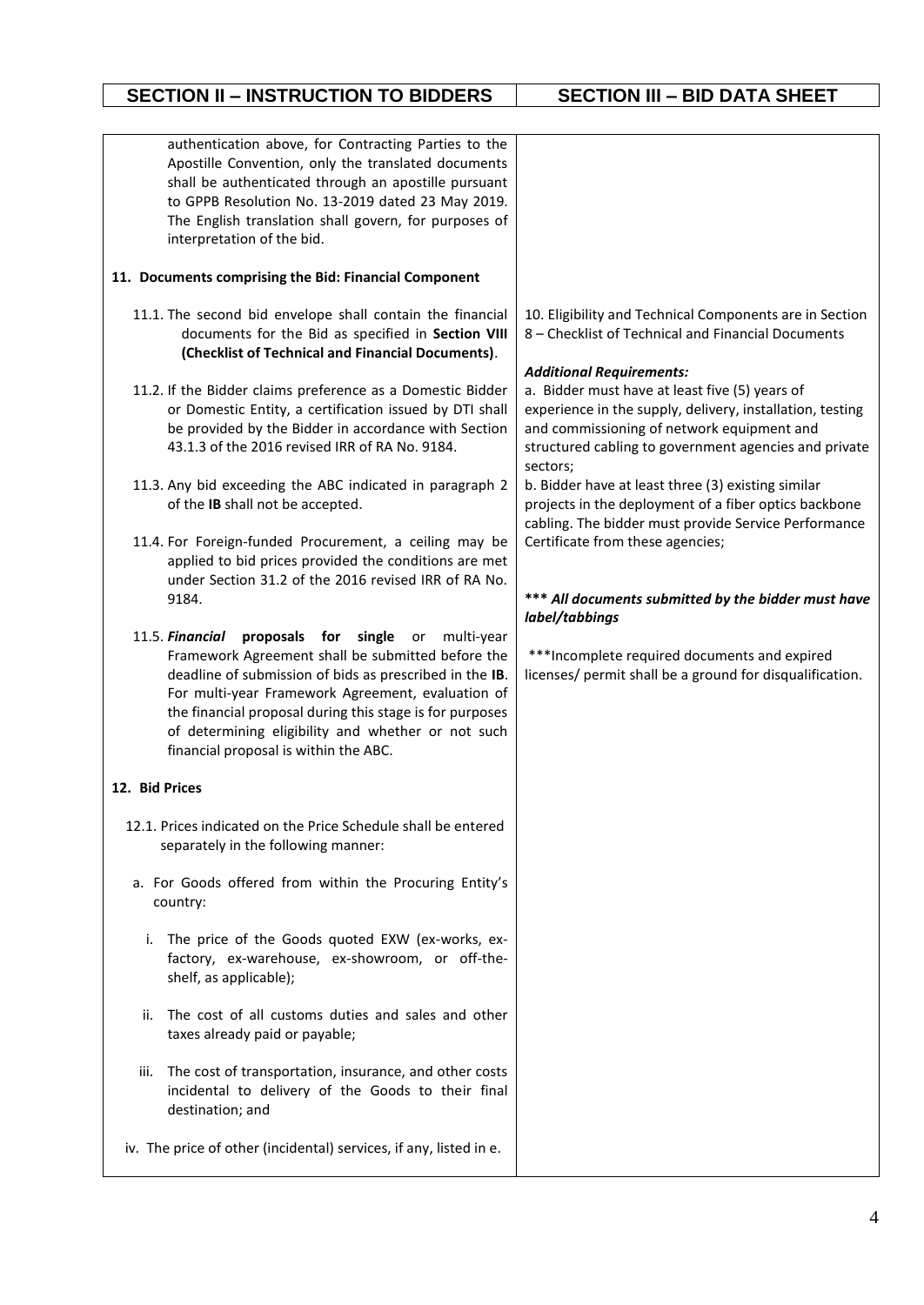| SECTION II – INSTRUCTION TO BIDDERS | SECTION III – BID DATA SHEET |
| --- | --- |
| authentication above, for Contracting Parties to the Apostille Convention, only the translated documents shall be authenticated through an apostille pursuant to GPPB Resolution No. 13-2019 dated 23 May 2019. The English translation shall govern, for purposes of interpretation of the bid. | |
| **11. Documents comprising the Bid: Financial Component** | |
| 11.1. The second bid envelope shall contain the financial documents for the Bid as specified in **Section VIII (Checklist of Technical and Financial Documents)**. | 10. Eligibility and Technical Components are in Section 8 – Checklist of Technical and Financial Documents |
| 11.2. If the Bidder claims preference as a Domestic Bidder or Domestic Entity, a certification issued by DTI shall be provided by the Bidder in accordance with Section 43.1.3 of the 2016 revised IRR of RA No. 9184. | ***Additional Requirements:*** a. Bidder must have at least five (5) years of experience in the supply, delivery, installation, testing and commissioning of network equipment and structured cabling to government agencies and private sectors; |
| 11.3. Any bid exceeding the ABC indicated in paragraph 2 of the **IB** shall not be accepted. | b. Bidder have at least three (3) existing similar projects in the deployment of a fiber optics backbone cabling. The bidder must provide Service Performance Certificate from these agencies; |
| 11.4. For Foreign-funded Procurement, a ceiling may be applied to bid prices provided the conditions are met under Section 31.2 of the 2016 revised IRR of RA No. 9184. | ***\*\*\* All documents submitted by the bidder must have label/tabbings*** |
| 11.5. ***Financial* proposals for single** or multi-year Framework Agreement shall be submitted before the deadline of submission of bids as prescribed in the **IB**. For multi-year Framework Agreement, evaluation of the financial proposal during this stage is for purposes of determining eligibility and whether or not such financial proposal is within the ABC. | \*\*\*Incomplete required documents and expired licenses/ permit shall be a ground for disqualification. |
| **12. Bid Prices** | |
| 12.1. Prices indicated on the Price Schedule shall be entered separately in the following manner: | |
| a. For Goods offered from within the Procuring Entity's country: | |
| i. The price of the Goods quoted EXW (ex-works, ex-factory, ex-warehouse, ex-showroom, or off-the-shelf, as applicable); | |
| ii. The cost of all customs duties and sales and other taxes already paid or payable; | |
| iii. The cost of transportation, insurance, and other costs incidental to delivery of the Goods to their final destination; and | |
| iv. The price of other (incidental) services, if any, listed in e. | |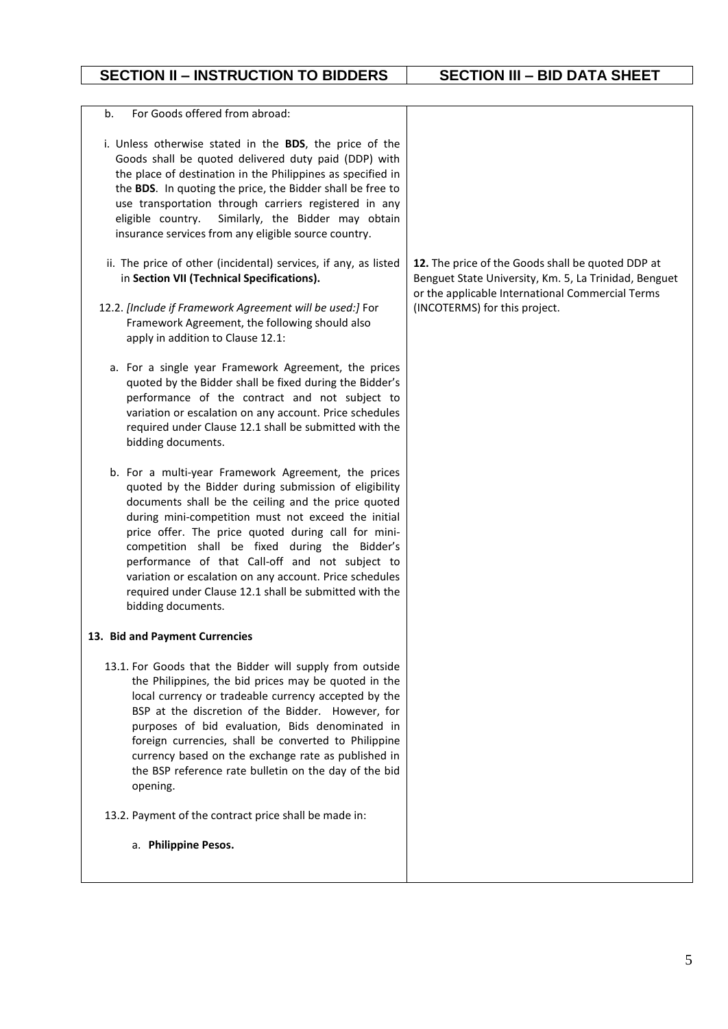| SECTION II – INSTRUCTION TO BIDDERS | SECTION III – BIDDING DATA SHEET |
|---|---|
| b. For Goods offered from abroad:<br><br>i. Unless otherwise stated in the **BDS**, the price of the Goods shall be quoted delivered duty paid (DDP) with the place of destination in the Philippines as specified in the **BDS**. In quoting the price, the Bidder shall be free to use transportation through carriers registered in any eligible country. Similarly, the Bidder may obtain insurance services from any eligible source country. | |
| ii. The price of other (incidental) services, if any, as listed in **Section VII (Technical Specifications).**<br><br>12.2. *[Include if Framework Agreement will be used:]* For Framework Agreement, the following should also apply in addition to Clause 12.1:<br><br>a. For a single year Framework Agreement, the prices quoted by the Bidder shall be fixed during the Bidder's performance of the contract and not subject to variation or escalation on any account. Price schedules required under Clause 12.1 shall be submitted with the bidding documents.<br><br>b. For a multi-year Framework Agreement, the prices quoted by the Bidder during submission of eligibility documents shall be the ceiling and the price quoted during mini-competition must not exceed the initial price offer. The price quoted during call for mini-competition shall be fixed during the Bidder's performance of that Call-off and not subject to variation or escalation on any account. Price schedules required under Clause 12.1 shall be submitted with the bidding documents. | **12.** The price of the Goods shall be quoted DDP at Benguet State University, Km. 5, La Trinidad, Benguet or the applicable International Commercial Terms (INCOTERMS) for this project. |
| **13. Bid and Payment Currencies**<br><br>13.1. For Goods that the Bidder will supply from outside the Philippines, the bid prices may be quoted in the local currency or tradeable currency accepted by the BSP at the discretion of the Bidder. However, for purposes of bid evaluation, Bids denominated in foreign currencies, shall be converted to Philippine currency based on the exchange rate as published in the BSP reference rate bulletin on the day of the bid opening.<br><br>13.2. Payment of the contract price shall be made in:<br><br>a. **Philippine Pesos.** | |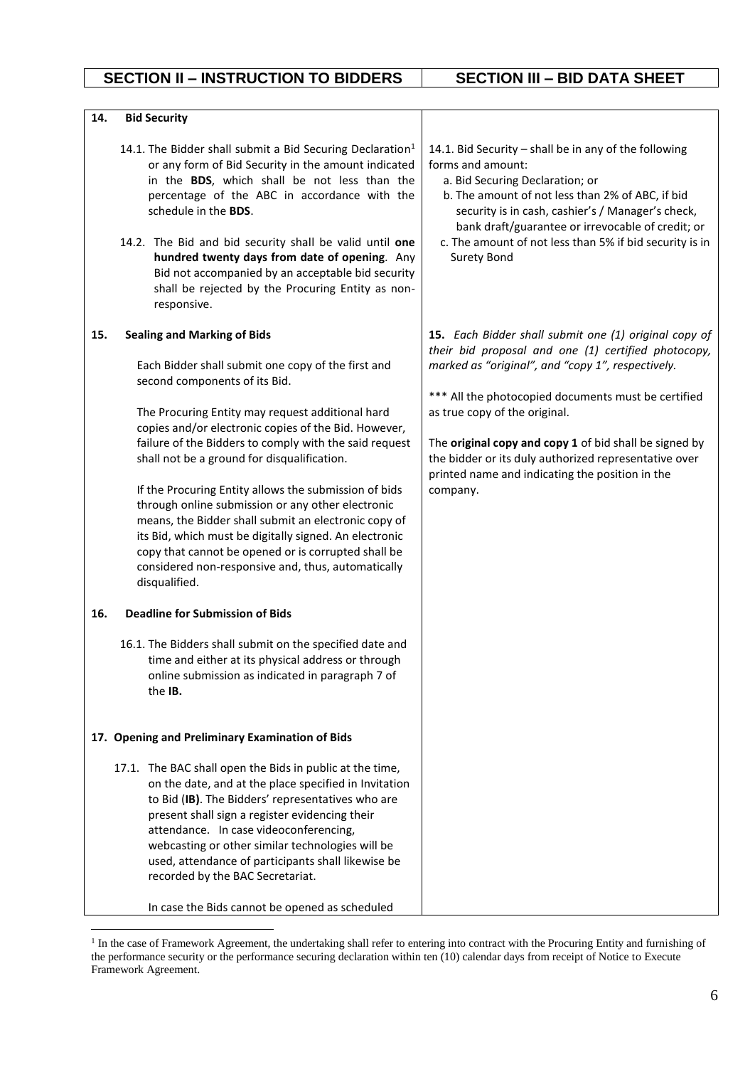| SECTION II – INSTRUCTION TO BIDDERS | SECTION III – BID DATA SHEET |
|---|---|
| **14. Bid Security** | |
| 14.1. The Bidder shall submit a Bid Securing Declaration[1] or any form of Bid Security in the amount indicated in the **BDS**, which shall be not less than the percentage of the ABC in accordance with the schedule in the **BDS**.<br><br>14.2. The Bid and bid security shall be valid until **one hundred twenty days from date of opening**. Any Bid not accompanied by an acceptable bid security shall be rejected by the Procuring Entity as non-responsive. | 14.1. Bid Security – shall be in any of the following forms and amount:<br>a. Bid Securing Declaration; or<br>b. The amount of not less than 2% of ABC, if bid security is in cash, cashier's / Manager's check, bank draft/guarantee or irrevocable of credit; or<br>c. The amount of not less than 5% if bid security is in Surety Bond |
| **15. Sealing and Marking of Bids**<br><br>Each Bidder shall submit one copy of the first and second components of its Bid.<br><br>The Procuring Entity may request additional hard copies and/or electronic copies of the Bid. However, failure of the Bidders to comply with the said request shall not be a ground for disqualification.<br><br>If the Procuring Entity allows the submission of bids through online submission or any other electronic means, the Bidder shall submit an electronic copy of its Bid, which must be digitally signed. An electronic copy that cannot be opened or is corrupted shall be considered non-responsive and, thus, automatically disqualified. | ***15.** Each Bidder shall submit one (1) original copy of their bid proposal and one (1) certified photocopy, marked as "original", and "copy 1", respectively.*<br><br>*** All the photocopied documents must be certified as true copy of the original.<br><br>The **original copy and copy 1** of bid shall be signed by the bidder or its duly authorized representative over printed name and indicating the position in the company. |
| **16. Deadline for Submission of Bids**<br><br>16.1. The Bidders shall submit on the specified date and time and either at its physical address or through online submission as indicated in paragraph 7 of the **IB.** | |
| **17. Opening and Preliminary Examination of Bids**<br><br>17.1. The BAC shall open the Bids in public at the time, on the date, and at the place specified in Invitation to Bid (**IB)**. The Bidders' representatives who are present shall sign a register evidencing their attendance. In case videoconferencing, webcasting or other similar technologies will be used, attendance of participants shall likewise be recorded by the BAC Secretariat.<br><br>In case the Bids cannot be opened as scheduled | |

[1] In the case of Framework Agreement, the undertaking shall refer to entering into contract with the Procuring Entity and furnishing of the performance security or the performance securing declaration within ten (10) calendar days from receipt of Notice to Execute Framework Agreement.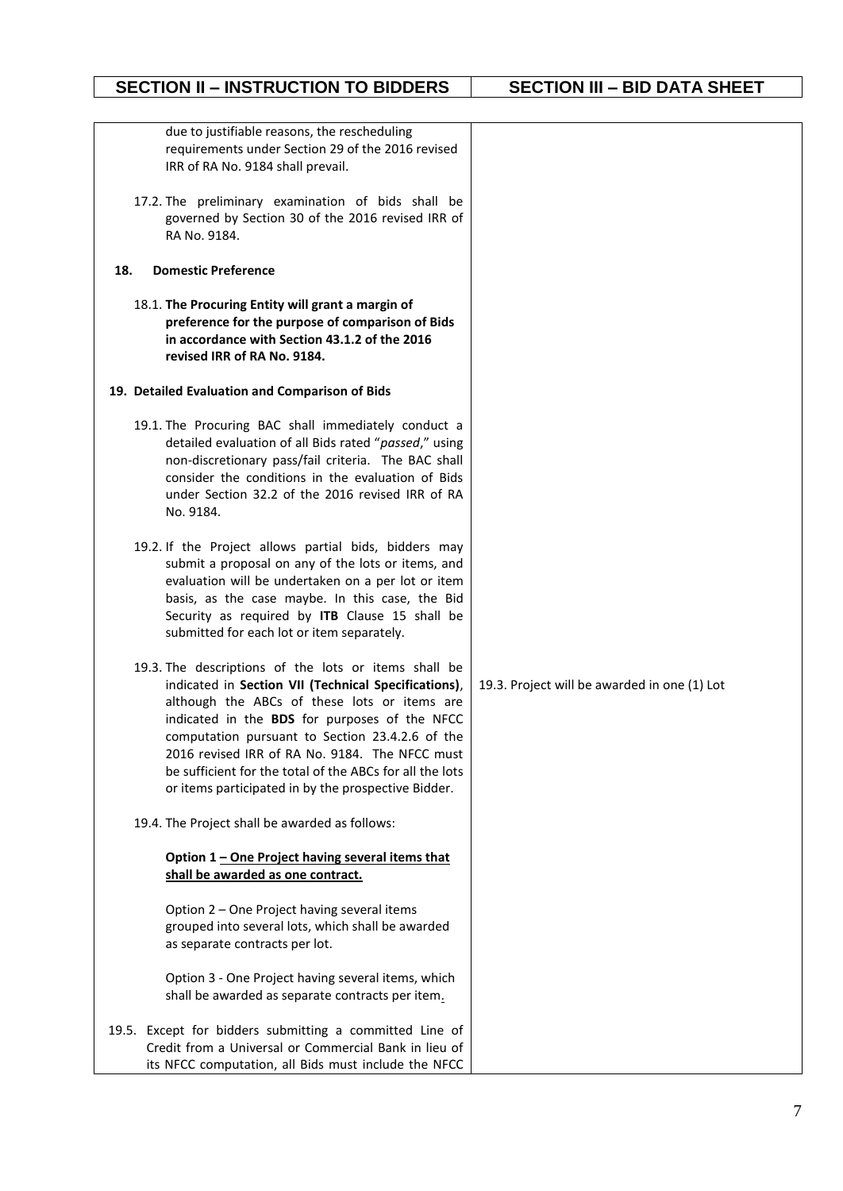| SECTION II – INSTRUCTION TO BIDDERS | SECTION III – BID DATA SHEET |
|---|---|
| due to justifiable reasons, the rescheduling requirements under Section 29 of the 2016 revised IRR of RA No. 9184 shall prevail.<br><br>17.2. The preliminary examination of bids shall be governed by Section 30 of the 2016 revised IRR of RA No. 9184.<br><br>**18. Domestic Preference**<br><br>18.1. **The Procuring Entity will grant a margin of preference for the purpose of comparison of Bids in accordance with Section 43.1.2 of the 2016 revised IRR of RA No. 9184.**<br><br>**19. Detailed Evaluation and Comparison of Bids**<br><br>19.1. The Procuring BAC shall immediately conduct a detailed evaluation of all Bids rated "*passed*," using non-discretionary pass/fail criteria. The BAC shall consider the conditions in the evaluation of Bids under Section 32.2 of the 2016 revised IRR of RA No. 9184.<br><br>19.2. If the Project allows partial bids, bidders may submit a proposal on any of the lots or items, and evaluation will be undertaken on a per lot or item basis, as the case maybe. In this case, the Bid Security as required by **ITB** Clause 15 shall be submitted for each lot or item separately. | |
| 19.3. The descriptions of the lots or items shall be indicated in **Section VII (Technical Specifications)**, although the ABCs of these lots or items are indicated in the **BDS** for purposes of the NFCC computation pursuant to Section 23.4.2.6 of the 2016 revised IRR of RA No. 9184. The NFCC must be sufficient for the total of the ABCs for all the lots or items participated in by the prospective Bidder. | 19.3. Project will be awarded in one (1) Lot |
| 19.4. The Project shall be awarded as follows:<br><br>**Option 1 <u>– One Project having several items that shall be awarded as one contract.</u>**<br><br>Option 2 – One Project having several items grouped into several lots, which shall be awarded as separate contracts per lot.<br><br>Option 3 - One Project having several items, which shall be awarded as separate contracts per item.<br><br>19.5. Except for bidders submitting a committed Line of Credit from a Universal or Commercial Bank in lieu of its NFCC computation, all Bids must include the NFCC | |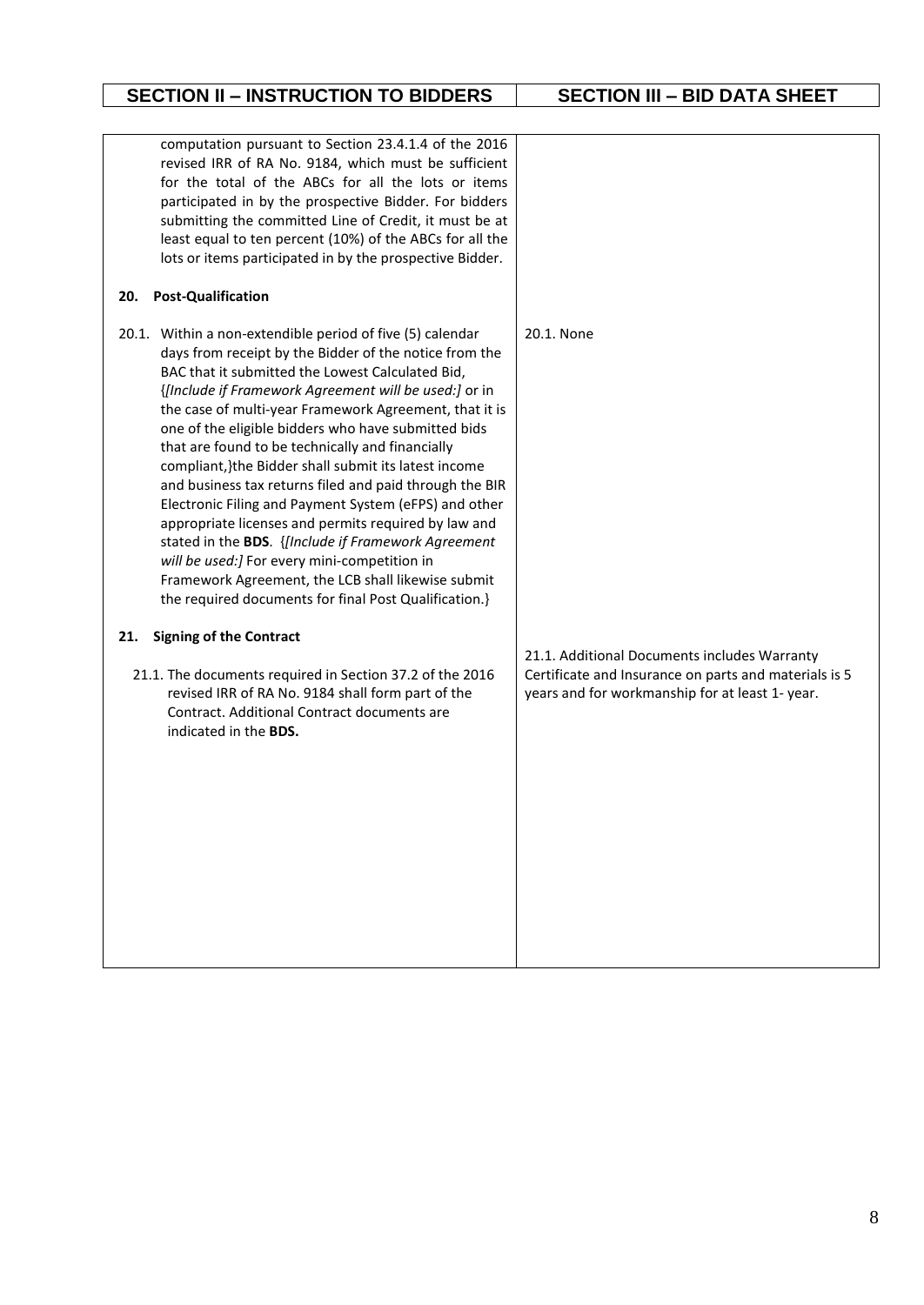| SECTION II – INSTRUCTION TO BIDDERS | SECTION III – BID DATA SHEET |
|---|---|
| computation pursuant to Section 23.4.1.4 of the 2016 revised IRR of RA No. 9184, which must be sufficient for the total of the ABCs for all the lots or items participated in by the prospective Bidder. For bidders submitting the committed Line of Credit, it must be at least equal to ten percent (10%) of the ABCs for all the lots or items participated in by the prospective Bidder. | |
| **20. Post-Qualification** | |
| 20.1. Within a non-extendible period of five (5) calendar days from receipt by the Bidder of the notice from the BAC that it submitted the Lowest Calculated Bid, {*[Include if Framework Agreement will be used:]* or in the case of multi-year Framework Agreement, that it is one of the eligible bidders who have submitted bids that are found to be technically and financially compliant,}the Bidder shall submit its latest income and business tax returns filed and paid through the BIR Electronic Filing and Payment System (eFPS) and other appropriate licenses and permits required by law and stated in the **BDS**. {*[Include if Framework Agreement will be used:]* For every mini-competition in Framework Agreement, the LCB shall likewise submit the required documents for final Post Qualification.} | 20.1. None |
| **21. Signing of the Contract** | |
| 21.1. The documents required in Section 37.2 of the 2016 revised IRR of RA No. 9184 shall form part of the Contract. Additional Contract documents are indicated in the **BDS.** | 21.1. Additional Documents includes Warranty Certificate and Insurance on parts and materials is 5 years and for workmanship for at least 1- year. |